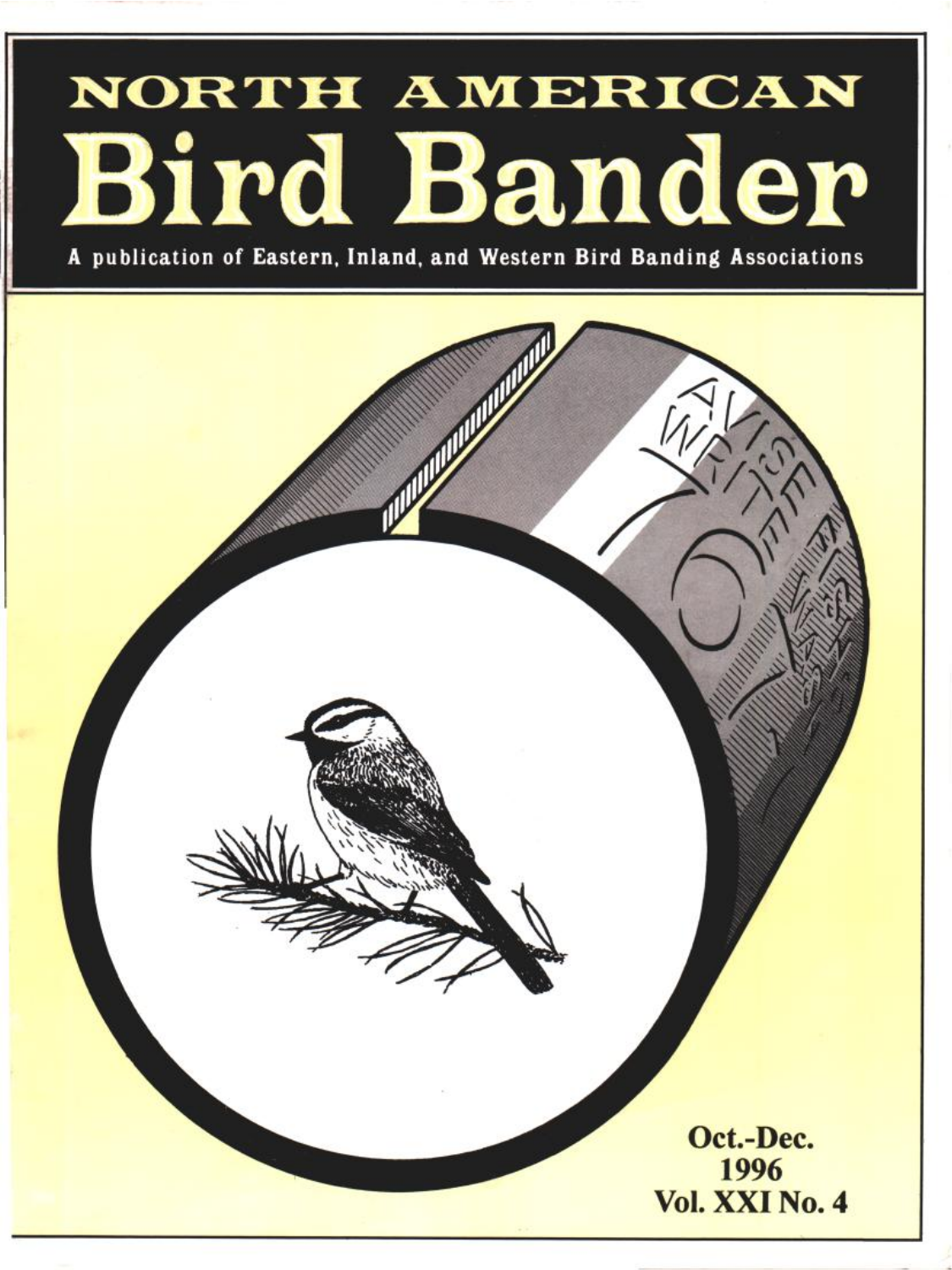# NORTH AMERICAN
# Bird Bander

**A publication of Eastern, Inland, and Western Bird Banding Associations**

**Oct.-Dec.**
**1996**
**Vol. XXI No. 4**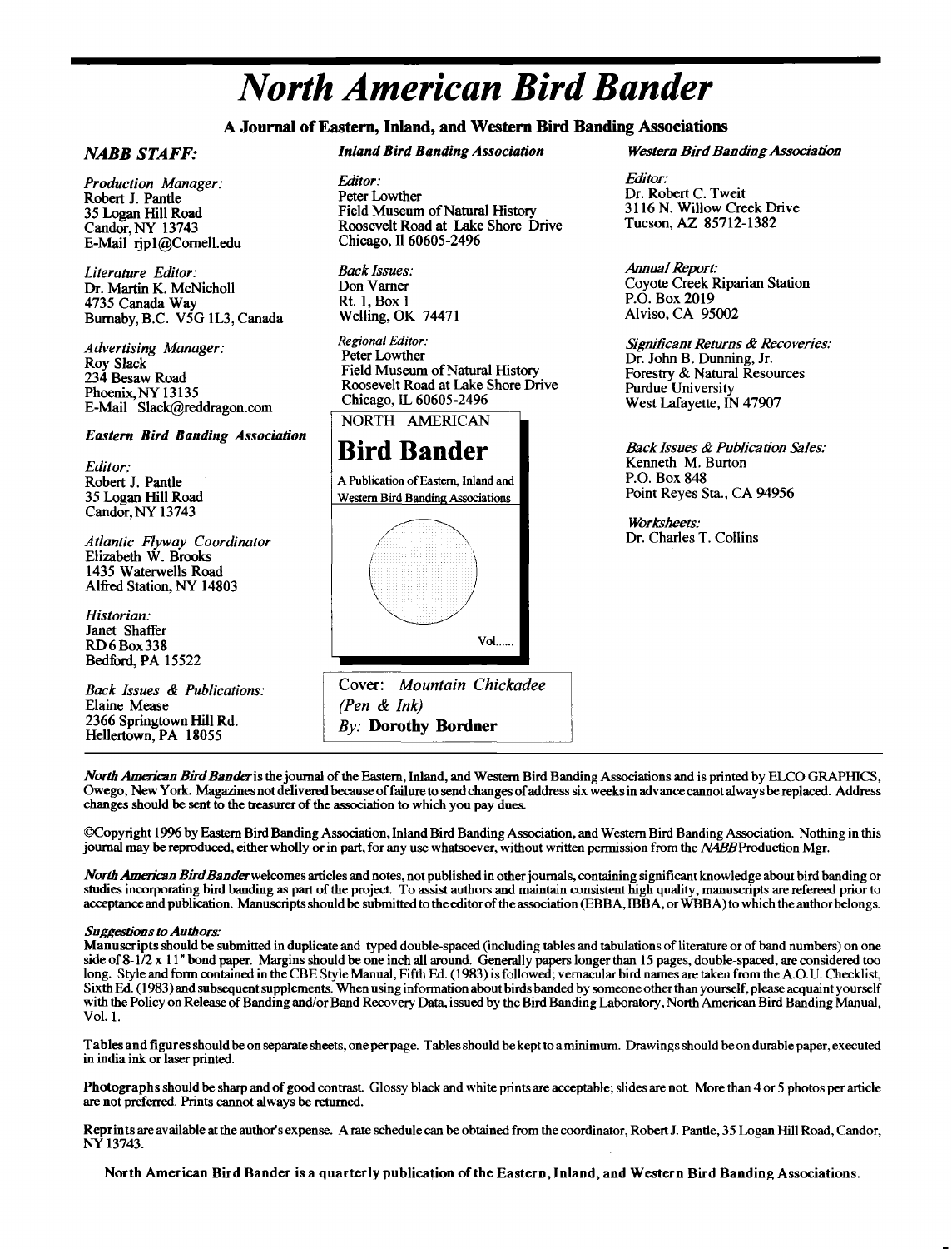# North American Bird Bander

## A Journal of Eastern, Inland, and Western Bird Banding Associations

### *NABB STAFF:*

*Production Manager:*
Robert J. Pantle
35 Logan Hill Road
Candor, NY 13743
E-Mail rjp1@Cornell.edu

*Literature Editor:*
Dr. Martin K. McNicholl
4735 Canada Way
Burnaby, B.C. V5G 1L3, Canada

*Advertising Manager:*
Roy Slack
234 Besaw Road
Phoenix, NY 13135
E-Mail Slack@reddragon.com

### *Eastern Bird Banding Association*

*Editor:*
Robert J. Pantle
35 Logan Hill Road
Candor, NY 13743

*Atlantic Flyway Coordinator*
Elizabeth W. Brooks
1435 Waterwells Road
Alfred Station, NY 14803

*Historian:*
Janet Shaffer
RD 6 Box 338
Bedford, PA 15522

*Back Issues & Publications:*
Elaine Mease
2366 Springtown Hill Rd.
Hellertown, PA 18055

### *Inland Bird Banding Association*

*Editor:*
Peter Lowther
Field Museum of Natural History
Roosevelt Road at Lake Shore Drive
Chicago, Il 60605-2496

*Back Issues:*
Don Varner
Rt. 1, Box 1
Welling, OK 74471

*Regional Editor:*
Peter Lowther
Field Museum of Natural History
Roosevelt Road at Lake Shore Drive
Chicago, IL 60605-2496

NORTH AMERICAN
**Bird Bander**
A Publication of Eastern, Inland and Western Bird Banding Associations
Vol......

Cover: *Mountain Chickadee (Pen & Ink)*
*By:* **Dorothy Bordner**

### *Western Bird Banding Association*

*Editor:*
Dr. Robert C. Tweit
3116 N. Willow Creek Drive
Tucson, AZ 85712-1382

*Annual Report:*
Coyote Creek Riparian Station
P.O. Box 2019
Alviso, CA 95002

*Significant Returns & Recoveries:*
Dr. John B. Dunning, Jr.
Forestry & Natural Resources
Purdue University
West Lafayette, IN 47907

*Back Issues & Publication Sales:*
Kenneth M. Burton
P.O. Box 848
Point Reyes Sta., CA 94956

*Worksheets:*
Dr. Charles T. Collins

---

*North American Bird Bander* is the journal of the Eastern, Inland, and Western Bird Banding Associations and is printed by ELCO GRAPHICS, Owego, New York. Magazines not delivered because of failure to send changes of address six weeks in advance cannot always be replaced. Address changes should be sent to the treasurer of the association to which you pay dues.

©Copyright 1996 by Eastern Bird Banding Association, Inland Bird Banding Association, and Western Bird Banding Association. Nothing in this journal may be reproduced, either wholly or in part, for any use whatsoever, without written permission from the *NABB* Production Mgr.

*North American Bird Bander* welcomes articles and notes, not published in other journals, containing significant knowledge about bird banding or studies incorporating bird banding as part of the project. To assist authors and maintain consistent high quality, manuscripts are refereed prior to acceptance and publication. Manuscripts should be submitted to the editor of the association (EBBA, IBBA, or WBBA) to which the author belongs.

*Suggestions to Authors:*

**Manuscripts** should be submitted in duplicate and typed double-spaced (including tables and tabulations of literature or of band numbers) on one side of 8-1/2 x 11" bond paper. Margins should be one inch all around. Generally papers longer than 15 pages, double-spaced, are considered too long. Style and form contained in the CBE Style Manual, Fifth Ed. (1983) is followed; vernacular bird names are taken from the A.O.U. Checklist, Sixth Ed. (1983) and subsequent supplements. When using information about birds banded by someone other than yourself, please acquaint yourself with the Policy on Release of Banding and/or Band Recovery Data, issued by the Bird Banding Laboratory, North American Bird Banding Manual, Vol. 1.

**Tables and figures** should be on separate sheets, one per page. Tables should be kept to a minimum. Drawings should be on durable paper, executed in india ink or laser printed.

**Photographs** should be sharp and of good contrast. Glossy black and white prints are acceptable; slides are not. More than 4 or 5 photos per article are not preferred. Prints cannot always be returned.

**Reprints** are available at the author's expense. A rate schedule can be obtained from the coordinator, Robert J. Pantle, 35 Logan Hill Road, Candor, NY 13743.

**North American Bird Bander is a quarterly publication of the Eastern, Inland, and Western Bird Banding Associations.**